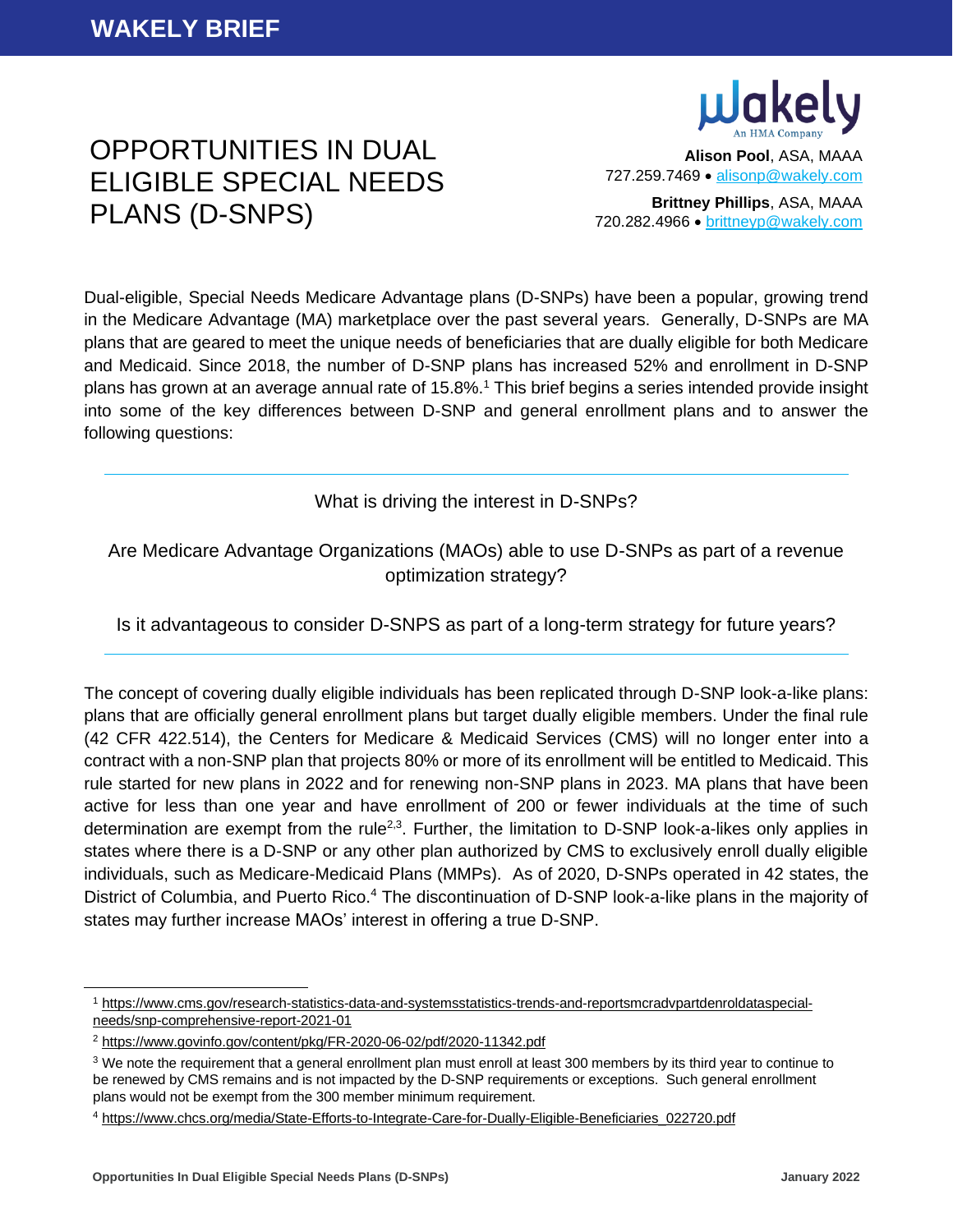**WAKELY BRIEF**

# OPPORTUNITIES IN DUAL ELIGIBLE SPECIAL NEEDS PLANS (D-SNPS)

**Alison Pool**, ASA, MAAA
727.259.7469 • alisonp@wakely.com

**Brittney Phillips**, ASA, MAAA
720.282.4966 • brittneyp@wakely.com

Dual-eligible, Special Needs Medicare Advantage plans (D-SNPs) have been a popular, growing trend in the Medicare Advantage (MA) marketplace over the past several years. Generally, D-SNPs are MA plans that are geared to meet the unique needs of beneficiaries that are dually eligible for both Medicare and Medicaid. Since 2018, the number of D-SNP plans has increased 52% and enrollment in D-SNP plans has grown at an average annual rate of 15.8%.[1] This brief begins a series intended provide insight into some of the key differences between D-SNP and general enrollment plans and to answer the following questions:

---

What is driving the interest in D-SNPs?

Are Medicare Advantage Organizations (MAOs) able to use D-SNPs as part of a revenue optimization strategy?

Is it advantageous to consider D-SNPS as part of a long-term strategy for future years?

---

The concept of covering dually eligible individuals has been replicated through D-SNP look-a-like plans: plans that are officially general enrollment plans but target dually eligible members. Under the final rule (42 CFR 422.514), the Centers for Medicare & Medicaid Services (CMS) will no longer enter into a contract with a non-SNP plan that projects 80% or more of its enrollment will be entitled to Medicaid. This rule started for new plans in 2022 and for renewing non-SNP plans in 2023. MA plans that have been active for less than one year and have enrollment of 200 or fewer individuals at the time of such determination are exempt from the rule[2,3]. Further, the limitation to D-SNP look-a-likes only applies in states where there is a D-SNP or any other plan authorized by CMS to exclusively enroll dually eligible individuals, such as Medicare-Medicaid Plans (MMPs). As of 2020, D-SNPs operated in 42 states, the District of Columbia, and Puerto Rico.[4] The discontinuation of D-SNP look-a-like plans in the majority of states may further increase MAOs' interest in offering a true D-SNP.

---

[1] https://www.cms.gov/research-statistics-data-and-systemsstatistics-trends-and-reportsmcradvpartdenroldataspecial-needs/snp-comprehensive-report-2021-01

[2] https://www.govinfo.gov/content/pkg/FR-2020-06-02/pdf/2020-11342.pdf

[3] We note the requirement that a general enrollment plan must enroll at least 300 members by its third year to continue to be renewed by CMS remains and is not impacted by the D-SNP requirements or exceptions. Such general enrollment plans would not be exempt from the 300 member minimum requirement.

[4] https://www.chcs.org/media/State-Efforts-to-Integrate-Care-for-Dually-Eligible-Beneficiaries_022720.pdf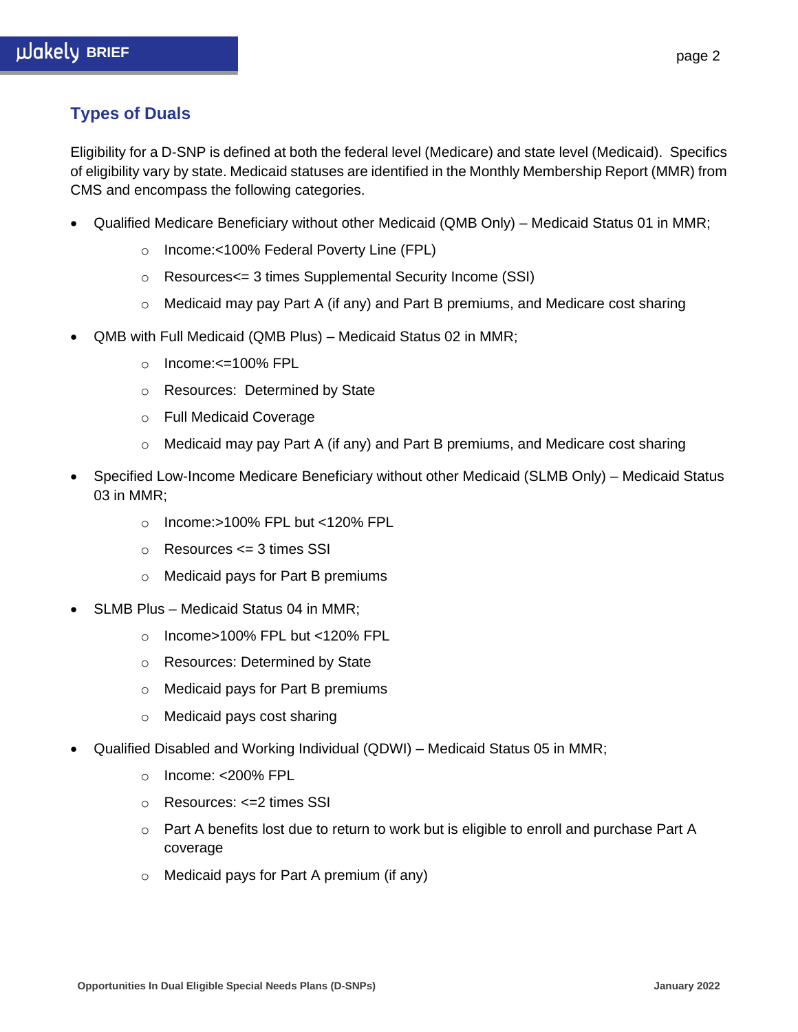## Types of Duals

Eligibility for a D-SNP is defined at both the federal level (Medicare) and state level (Medicaid). Specifics of eligibility vary by state. Medicaid statuses are identified in the Monthly Membership Report (MMR) from CMS and encompass the following categories.

- Qualified Medicare Beneficiary without other Medicaid (QMB Only) – Medicaid Status 01 in MMR;
  - Income:<100% Federal Poverty Line (FPL)
  - Resources<= 3 times Supplemental Security Income (SSI)
  - Medicaid may pay Part A (if any) and Part B premiums, and Medicare cost sharing
- QMB with Full Medicaid (QMB Plus) – Medicaid Status 02 in MMR;
  - Income:<=100% FPL
  - Resources: Determined by State
  - Full Medicaid Coverage
  - Medicaid may pay Part A (if any) and Part B premiums, and Medicare cost sharing
- Specified Low-Income Medicare Beneficiary without other Medicaid (SLMB Only) – Medicaid Status 03 in MMR;
  - Income:>100% FPL but <120% FPL
  - Resources <= 3 times SSI
  - Medicaid pays for Part B premiums
- SLMB Plus – Medicaid Status 04 in MMR;
  - Income>100% FPL but <120% FPL
  - Resources: Determined by State
  - Medicaid pays for Part B premiums
  - Medicaid pays cost sharing
- Qualified Disabled and Working Individual (QDWI) – Medicaid Status 05 in MMR;
  - Income: <200% FPL
  - Resources: <=2 times SSI
  - Part A benefits lost due to return to work but is eligible to enroll and purchase Part A coverage
  - Medicaid pays for Part A premium (if any)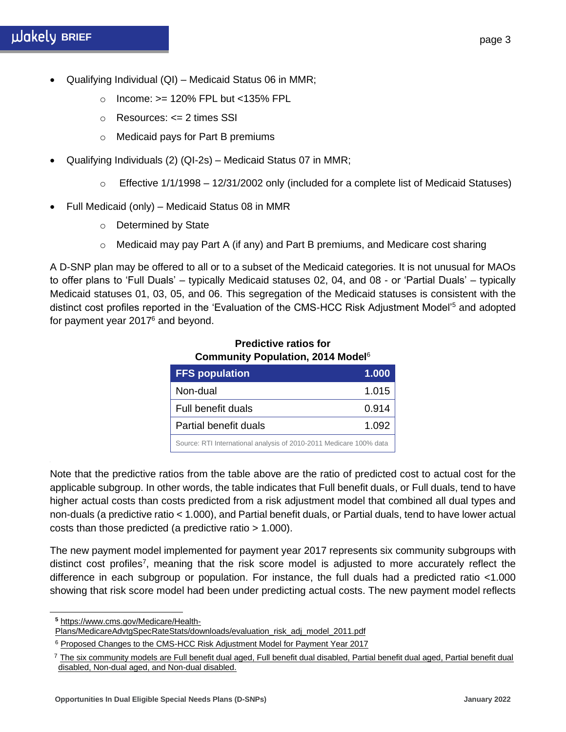- Qualifying Individual (QI) – Medicaid Status 06 in MMR;
    - Income: >= 120% FPL but <135% FPL
    - Resources: <= 2 times SSI
    - Medicaid pays for Part B premiums
- Qualifying Individuals (2) (QI-2s) – Medicaid Status 07 in MMR;
    - Effective 1/1/1998 – 12/31/2002 only (included for a complete list of Medicaid Statuses)
- Full Medicaid (only) – Medicaid Status 08 in MMR
    - Determined by State
    - Medicaid may pay Part A (if any) and Part B premiums, and Medicare cost sharing

A D-SNP plan may be offered to all or to a subset of the Medicaid categories. It is not unusual for MAOs to offer plans to 'Full Duals' – typically Medicaid statuses 02, 04, and 08 - or 'Partial Duals' – typically Medicaid statuses 01, 03, 05, and 06. This segregation of the Medicaid statuses is consistent with the distinct cost profiles reported in the 'Evaluation of the CMS-HCC Risk Adjustment Model'[5] and adopted for payment year 2017[6] and beyond.

**Predictive ratios for Community Population, 2014 Model**[6]

| FFS population | 1.000 |
|---|---|
| Non-dual | 1.015 |
| Full benefit duals | 0.914 |
| Partial benefit duals | 1.092 |
| Source: RTI International analysis of 2010-2011 Medicare 100% data | |

Note that the predictive ratios from the table above are the ratio of predicted cost to actual cost for the applicable subgroup. In other words, the table indicates that Full benefit duals, or Full duals, tend to have higher actual costs than costs predicted from a risk adjustment model that combined all dual types and non-duals (a predictive ratio < 1.000), and Partial benefit duals, or Partial duals, tend to have lower actual costs than those predicted (a predictive ratio > 1.000).

The new payment model implemented for payment year 2017 represents six community subgroups with distinct cost profiles[7], meaning that the risk score model is adjusted to more accurately reflect the difference in each subgroup or population. For instance, the full duals had a predicted ratio <1.000 showing that risk score model had been under predicting actual costs. The new payment model reflects

---

[5] https://www.cms.gov/Medicare/Health-Plans/MedicareAdvtgSpecRateStats/downloads/evaluation_risk_adj_model_2011.pdf

[6] Proposed Changes to the CMS-HCC Risk Adjustment Model for Payment Year 2017

[7] The six community models are Full benefit dual aged, Full benefit dual disabled, Partial benefit dual aged, Partial benefit dual disabled, Non-dual aged, and Non-dual disabled.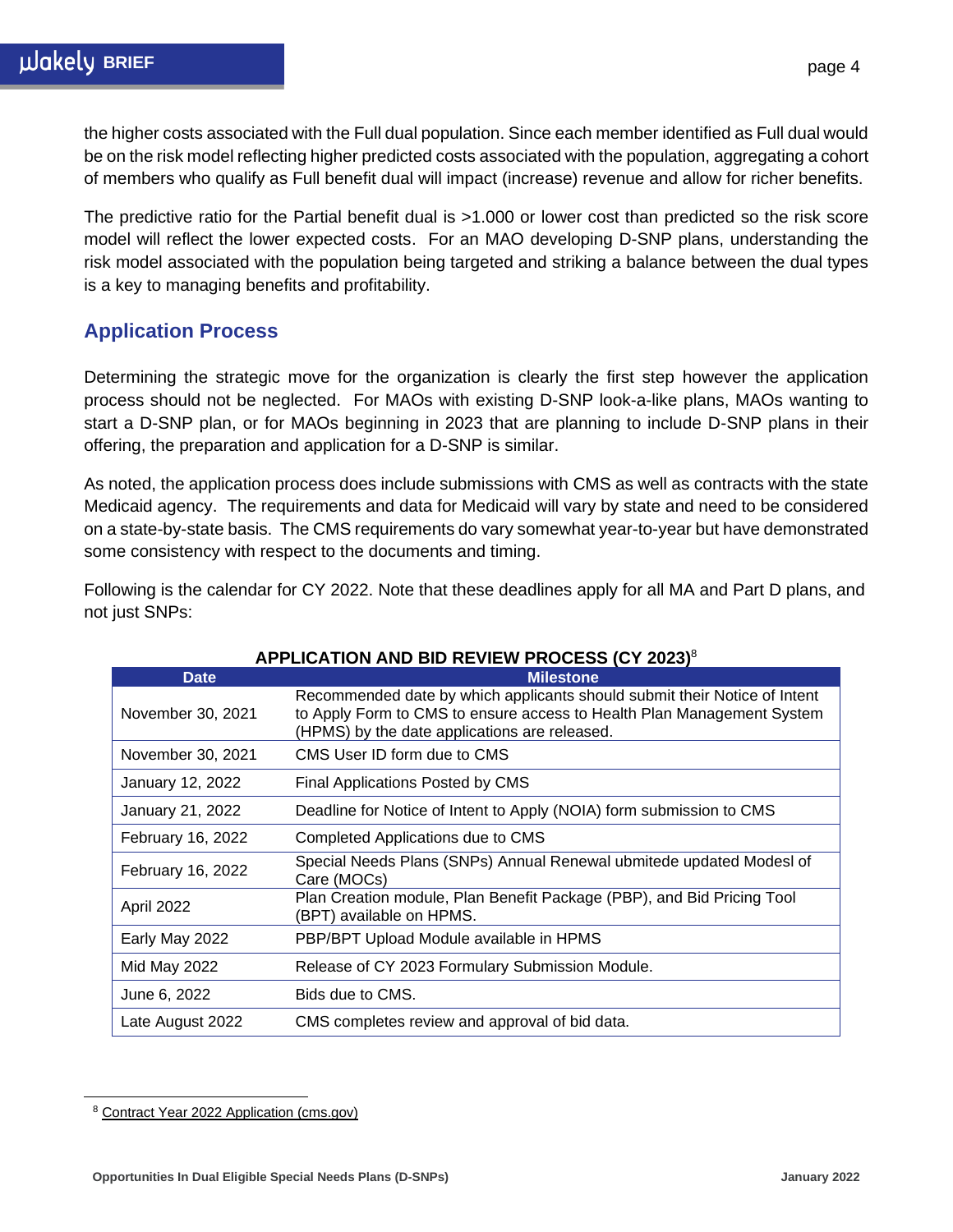the higher costs associated with the Full dual population. Since each member identified as Full dual would be on the risk model reflecting higher predicted costs associated with the population, aggregating a cohort of members who qualify as Full benefit dual will impact (increase) revenue and allow for richer benefits.

The predictive ratio for the Partial benefit dual is >1.000 or lower cost than predicted so the risk score model will reflect the lower expected costs. For an MAO developing D-SNP plans, understanding the risk model associated with the population being targeted and striking a balance between the dual types is a key to managing benefits and profitability.

## Application Process

Determining the strategic move for the organization is clearly the first step however the application process should not be neglected. For MAOs with existing D-SNP look-a-like plans, MAOs wanting to start a D-SNP plan, or for MAOs beginning in 2023 that are planning to include D-SNP plans in their offering, the preparation and application for a D-SNP is similar.

As noted, the application process does include submissions with CMS as well as contracts with the state Medicaid agency. The requirements and data for Medicaid will vary by state and need to be considered on a state-by-state basis. The CMS requirements do vary somewhat year-to-year but have demonstrated some consistency with respect to the documents and timing.

Following is the calendar for CY 2022. Note that these deadlines apply for all MA and Part D plans, and not just SNPs:

**APPLICATION AND BID REVIEW PROCESS (CY 2023)**[8]

| Date | Milestone |
|---|---|
| November 30, 2021 | Recommended date by which applicants should submit their Notice of Intent to Apply Form to CMS to ensure access to Health Plan Management System (HPMS) by the date applications are released. |
| November 30, 2021 | CMS User ID form due to CMS |
| January 12, 2022 | Final Applications Posted by CMS |
| January 21, 2022 | Deadline for Notice of Intent to Apply (NOIA) form submission to CMS |
| February 16, 2022 | Completed Applications due to CMS |
| February 16, 2022 | Special Needs Plans (SNPs) Annual Renewal ubmitede updated Modesl of Care (MOCs) |
| April 2022 | Plan Creation module, Plan Benefit Package (PBP), and Bid Pricing Tool (BPT) available on HPMS. |
| Early May 2022 | PBP/BPT Upload Module available in HPMS |
| Mid May 2022 | Release of CY 2023 Formulary Submission Module. |
| June 6, 2022 | Bids due to CMS. |
| Late August 2022 | CMS completes review and approval of bid data. |

[8] Contract Year 2022 Application (cms.gov)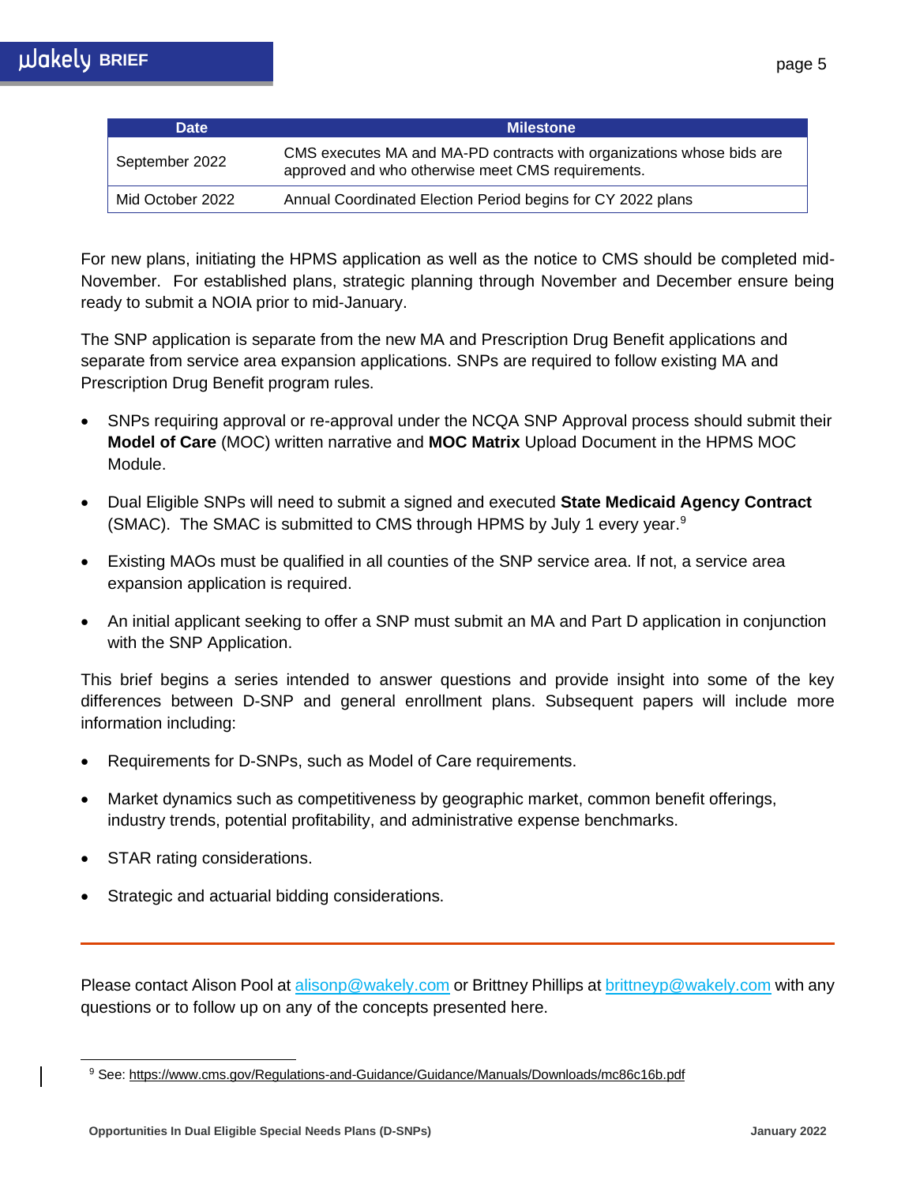| Date | Milestone |
|---|---|
| September 2022 | CMS executes MA and MA-PD contracts with organizations whose bids are approved and who otherwise meet CMS requirements. |
| Mid October 2022 | Annual Coordinated Election Period begins for CY 2022 plans |

For new plans, initiating the HPMS application as well as the notice to CMS should be completed mid-November. For established plans, strategic planning through November and December ensure being ready to submit a NOIA prior to mid-January.

The SNP application is separate from the new MA and Prescription Drug Benefit applications and separate from service area expansion applications. SNPs are required to follow existing MA and Prescription Drug Benefit program rules.

- SNPs requiring approval or re-approval under the NCQA SNP Approval process should submit their **Model of Care** (MOC) written narrative and **MOC Matrix** Upload Document in the HPMS MOC Module.
- Dual Eligible SNPs will need to submit a signed and executed **State Medicaid Agency Contract** (SMAC). The SMAC is submitted to CMS through HPMS by July 1 every year.[9]
- Existing MAOs must be qualified in all counties of the SNP service area. If not, a service area expansion application is required.
- An initial applicant seeking to offer a SNP must submit an MA and Part D application in conjunction with the SNP Application.

This brief begins a series intended to answer questions and provide insight into some of the key differences between D-SNP and general enrollment plans. Subsequent papers will include more information including:

- Requirements for D-SNPs, such as Model of Care requirements.
- Market dynamics such as competitiveness by geographic market, common benefit offerings, industry trends, potential profitability, and administrative expense benchmarks.
- STAR rating considerations.
- Strategic and actuarial bidding considerations.

---

Please contact Alison Pool at alisonp@wakely.com or Brittney Phillips at brittneyp@wakely.com with any questions or to follow up on any of the concepts presented here.

[9] See: https://www.cms.gov/Regulations-and-Guidance/Guidance/Manuals/Downloads/mc86c16b.pdf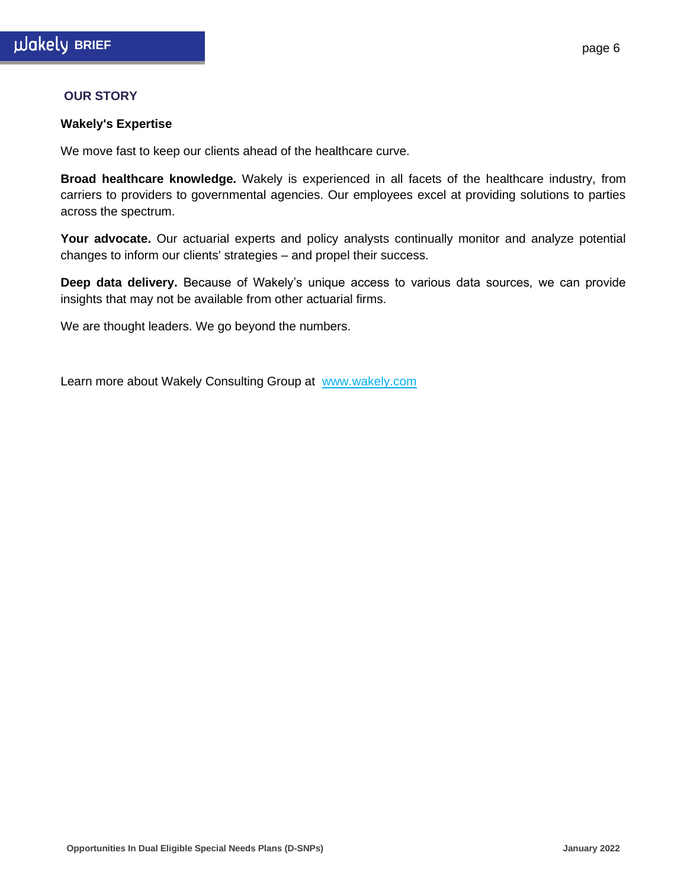## OUR STORY

### Wakely's Expertise

We move fast to keep our clients ahead of the healthcare curve.

**Broad healthcare knowledge.** Wakely is experienced in all facets of the healthcare industry, from carriers to providers to governmental agencies. Our employees excel at providing solutions to parties across the spectrum.

**Your advocate.** Our actuarial experts and policy analysts continually monitor and analyze potential changes to inform our clients' strategies – and propel their success.

**Deep data delivery.** Because of Wakely's unique access to various data sources, we can provide insights that may not be available from other actuarial firms.

We are thought leaders. We go beyond the numbers.

Learn more about Wakely Consulting Group at [www.wakely.com](http://www.wakely.com)